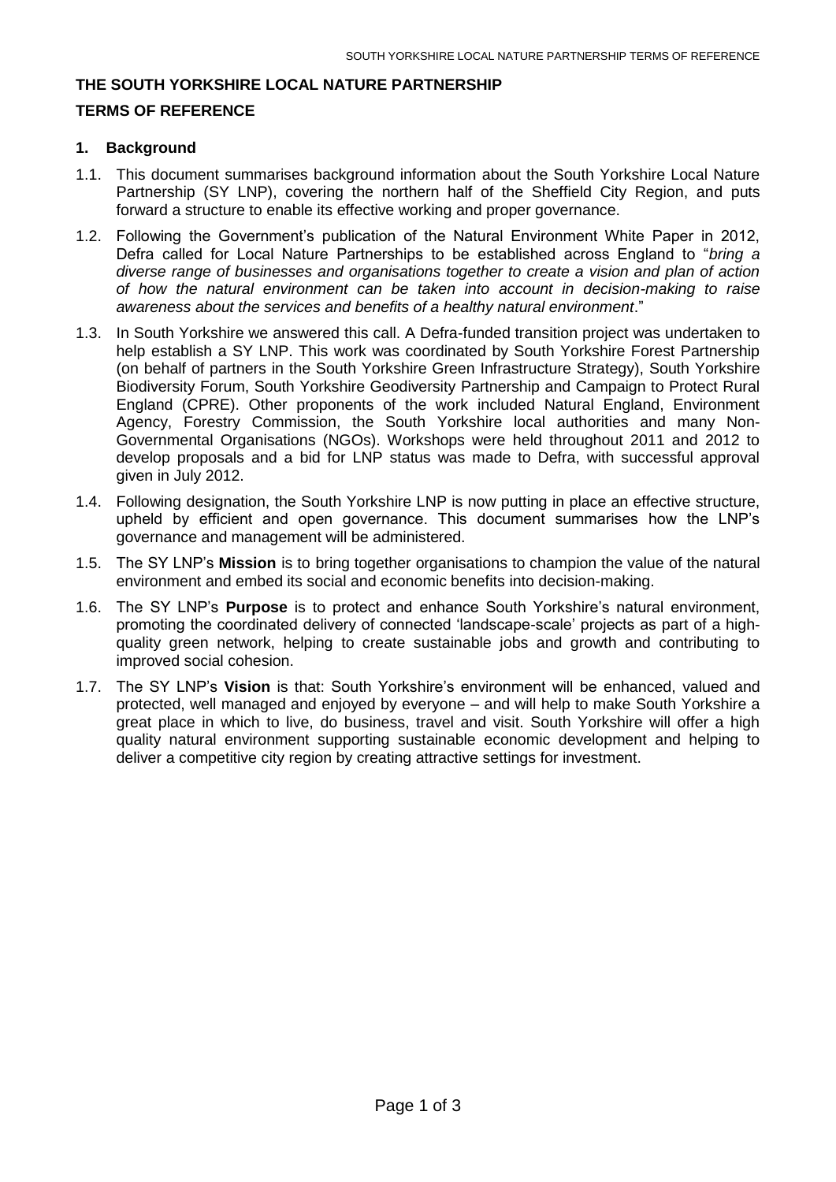# THE SOUTH YORKSHIRE LOCAL NATURE PARTNERSHIP

## TERMS OF REFERENCE

### 1. Background

1.1. This document summarises background information about the South Yorkshire Local Nature Partnership (SY LNP), covering the northern half of the Sheffield City Region, and puts forward a structure to enable its effective working and proper governance.

1.2. Following the Government's publication of the Natural Environment White Paper in 2012, Defra called for Local Nature Partnerships to be established across England to "*bring a diverse range of businesses and organisations together to create a vision and plan of action of how the natural environment can be taken into account in decision-making to raise awareness about the services and benefits of a healthy natural environment*."

1.3. In South Yorkshire we answered this call. A Defra-funded transition project was undertaken to help establish a SY LNP. This work was coordinated by South Yorkshire Forest Partnership (on behalf of partners in the South Yorkshire Green Infrastructure Strategy), South Yorkshire Biodiversity Forum, South Yorkshire Geodiversity Partnership and Campaign to Protect Rural England (CPRE). Other proponents of the work included Natural England, Environment Agency, Forestry Commission, the South Yorkshire local authorities and many Non-Governmental Organisations (NGOs). Workshops were held throughout 2011 and 2012 to develop proposals and a bid for LNP status was made to Defra, with successful approval given in July 2012.

1.4. Following designation, the South Yorkshire LNP is now putting in place an effective structure, upheld by efficient and open governance. This document summarises how the LNP's governance and management will be administered.

1.5. The SY LNP's **Mission** is to bring together organisations to champion the value of the natural environment and embed its social and economic benefits into decision-making.

1.6. The SY LNP's **Purpose** is to protect and enhance South Yorkshire's natural environment, promoting the coordinated delivery of connected 'landscape-scale' projects as part of a high-quality green network, helping to create sustainable jobs and growth and contributing to improved social cohesion.

1.7. The SY LNP's **Vision** is that: South Yorkshire's environment will be enhanced, valued and protected, well managed and enjoyed by everyone – and will help to make South Yorkshire a great place in which to live, do business, travel and visit. South Yorkshire will offer a high quality natural environment supporting sustainable economic development and helping to deliver a competitive city region by creating attractive settings for investment.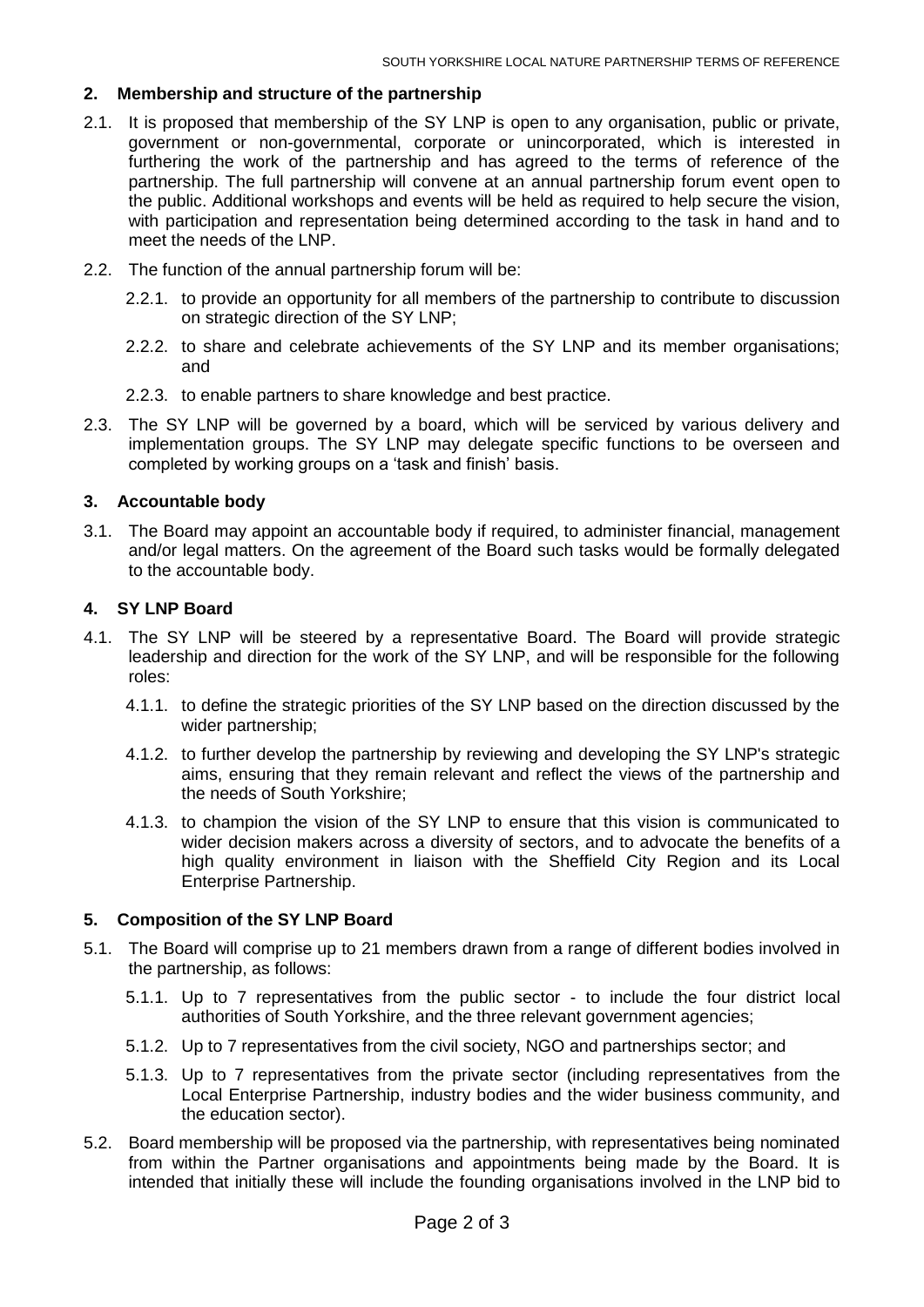## 2. Membership and structure of the partnership

2.1. It is proposed that membership of the SY LNP is open to any organisation, public or private, government or non-governmental, corporate or unincorporated, which is interested in furthering the work of the partnership and has agreed to the terms of reference of the partnership. The full partnership will convene at an annual partnership forum event open to the public. Additional workshops and events will be held as required to help secure the vision, with participation and representation being determined according to the task in hand and to meet the needs of the LNP.

2.2. The function of the annual partnership forum will be:

2.2.1. to provide an opportunity for all members of the partnership to contribute to discussion on strategic direction of the SY LNP;

2.2.2. to share and celebrate achievements of the SY LNP and its member organisations; and

2.2.3. to enable partners to share knowledge and best practice.

2.3. The SY LNP will be governed by a board, which will be serviced by various delivery and implementation groups. The SY LNP may delegate specific functions to be overseen and completed by working groups on a 'task and finish' basis.

## 3. Accountable body

3.1. The Board may appoint an accountable body if required, to administer financial, management and/or legal matters. On the agreement of the Board such tasks would be formally delegated to the accountable body.

## 4. SY LNP Board

4.1. The SY LNP will be steered by a representative Board. The Board will provide strategic leadership and direction for the work of the SY LNP, and will be responsible for the following roles:

4.1.1. to define the strategic priorities of the SY LNP based on the direction discussed by the wider partnership;

4.1.2. to further develop the partnership by reviewing and developing the SY LNP's strategic aims, ensuring that they remain relevant and reflect the views of the partnership and the needs of South Yorkshire;

4.1.3. to champion the vision of the SY LNP to ensure that this vision is communicated to wider decision makers across a diversity of sectors, and to advocate the benefits of a high quality environment in liaison with the Sheffield City Region and its Local Enterprise Partnership.

## 5. Composition of the SY LNP Board

5.1. The Board will comprise up to 21 members drawn from a range of different bodies involved in the partnership, as follows:

5.1.1. Up to 7 representatives from the public sector - to include the four district local authorities of South Yorkshire, and the three relevant government agencies;

5.1.2. Up to 7 representatives from the civil society, NGO and partnerships sector; and

5.1.3. Up to 7 representatives from the private sector (including representatives from the Local Enterprise Partnership, industry bodies and the wider business community, and the education sector).

5.2. Board membership will be proposed via the partnership, with representatives being nominated from within the Partner organisations and appointments being made by the Board. It is intended that initially these will include the founding organisations involved in the LNP bid to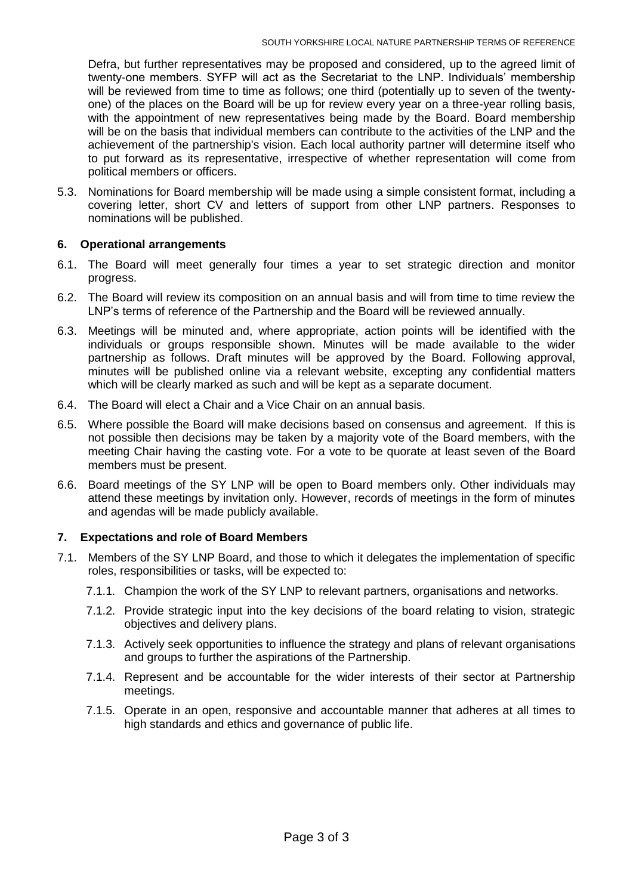Defra, but further representatives may be proposed and considered, up to the agreed limit of twenty-one members. SYFP will act as the Secretariat to the LNP. Individuals' membership will be reviewed from time to time as follows; one third (potentially up to seven of the twenty-one) of the places on the Board will be up for review every year on a three-year rolling basis, with the appointment of new representatives being made by the Board. Board membership will be on the basis that individual members can contribute to the activities of the LNP and the achievement of the partnership's vision. Each local authority partner will determine itself who to put forward as its representative, irrespective of whether representation will come from political members or officers.

5.3. Nominations for Board membership will be made using a simple consistent format, including a covering letter, short CV and letters of support from other LNP partners. Responses to nominations will be published.

## 6. Operational arrangements

6.1. The Board will meet generally four times a year to set strategic direction and monitor progress.

6.2. The Board will review its composition on an annual basis and will from time to time review the LNP's terms of reference of the Partnership and the Board will be reviewed annually.

6.3. Meetings will be minuted and, where appropriate, action points will be identified with the individuals or groups responsible shown. Minutes will be made available to the wider partnership as follows. Draft minutes will be approved by the Board. Following approval, minutes will be published online via a relevant website, excepting any confidential matters which will be clearly marked as such and will be kept as a separate document.

6.4. The Board will elect a Chair and a Vice Chair on an annual basis.

6.5. Where possible the Board will make decisions based on consensus and agreement. If this is not possible then decisions may be taken by a majority vote of the Board members, with the meeting Chair having the casting vote. For a vote to be quorate at least seven of the Board members must be present.

6.6. Board meetings of the SY LNP will be open to Board members only. Other individuals may attend these meetings by invitation only. However, records of meetings in the form of minutes and agendas will be made publicly available.

## 7. Expectations and role of Board Members

7.1. Members of the SY LNP Board, and those to which it delegates the implementation of specific roles, responsibilities or tasks, will be expected to:

- 7.1.1. Champion the work of the SY LNP to relevant partners, organisations and networks.
- 7.1.2. Provide strategic input into the key decisions of the board relating to vision, strategic objectives and delivery plans.
- 7.1.3. Actively seek opportunities to influence the strategy and plans of relevant organisations and groups to further the aspirations of the Partnership.
- 7.1.4. Represent and be accountable for the wider interests of their sector at Partnership meetings.
- 7.1.5. Operate in an open, responsive and accountable manner that adheres at all times to high standards and ethics and governance of public life.